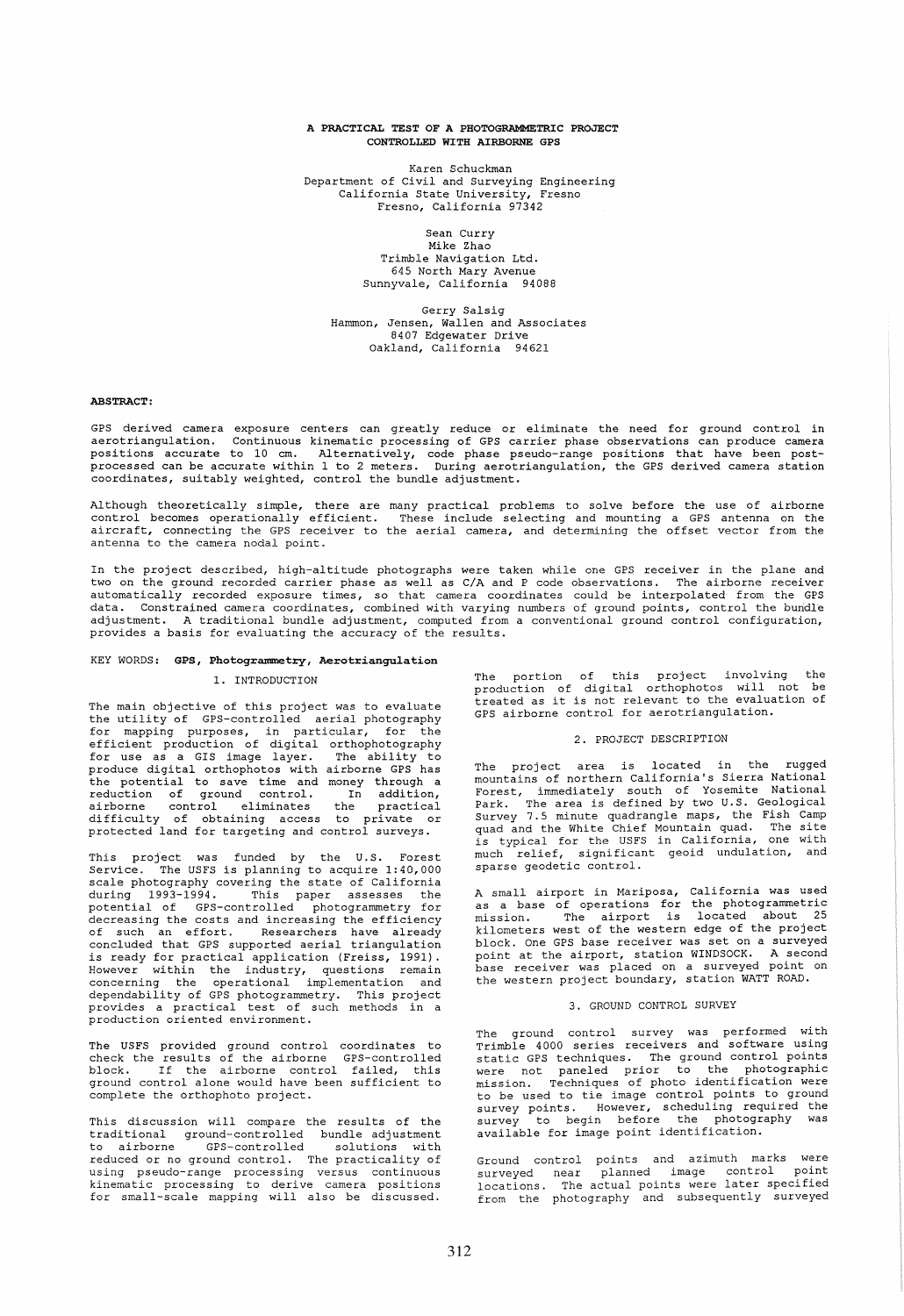# A PRACTICAL TEST OF A PHOTOGRAMMETRIC PROJECT CONTROLLED WITH AIRBORNE GPS

Karen Schuckman
Department of Civil and Surveying Engineering
California State University, Fresno
Fresno, California 97342

Sean Curry
Mike Zhao
Trimble Navigation Ltd.
645 North Mary Avenue
Sunnyvale, California 94088

Gerry Salsig
Hammon, Jensen, Wallen and Associates
8407 Edgewater Drive
Oakland, California 94621

**ABSTRACT:**

GPS derived camera exposure centers can greatly reduce or eliminate the need for ground control in aerotriangulation. Continuous kinematic processing of GPS carrier phase observations can produce camera positions accurate to 10 cm. Alternatively, code phase pseudo-range positions that have been post-processed can be accurate within 1 to 2 meters. During aerotriangulation, the GPS derived camera station coordinates, suitably weighted, control the bundle adjustment.

Although theoretically simple, there are many practical problems to solve before the use of airborne control becomes operationally efficient. These include selecting and mounting a GPS antenna on the aircraft, connecting the GPS receiver to the aerial camera, and determining the offset vector from the antenna to the camera nodal point.

In the project described, high-altitude photographs were taken while one GPS receiver in the plane and two on the ground recorded carrier phase as well as C/A and P code observations. The airborne receiver automatically recorded exposure times, so that camera coordinates could be interpolated from the GPS data. Constrained camera coordinates, combined with varying numbers of ground points, control the bundle adjustment. A traditional bundle adjustment, computed from a conventional ground control configuration, provides a basis for evaluating the accuracy of the results.

KEY WORDS: **GPS, Photogrammetry, Aerotriangulation**

## 1. INTRODUCTION

The main objective of this project was to evaluate the utility of GPS-controlled aerial photography for mapping purposes, in particular, for the efficient production of digital orthophotography for use as a GIS image layer. The ability to produce digital orthophotos with airborne GPS has the potential to save time and money through a reduction of ground control. In addition, airborne control eliminates the practical difficulty of obtaining access to private or protected land for targeting and control surveys.

This project was funded by the U.S. Forest Service. The USFS is planning to acquire 1:40,000 scale photography covering the state of California during 1993-1994. This paper assesses the potential of GPS-controlled photogrammetry for decreasing the costs and increasing the efficiency of such an effort. Researchers have already concluded that GPS supported aerial triangulation is ready for practical application (Freiss, 1991). However within the industry, questions remain concerning the operational implementation and dependability of GPS photogrammetry. This project provides a practical test of such methods in a production oriented environment.

The USFS provided ground control coordinates to check the results of the airborne GPS-controlled block. If the airborne control failed, this ground control alone would have been sufficient to complete the orthophoto project.

This discussion will compare the results of the traditional ground-controlled bundle adjustment to airborne GPS-controlled solutions with reduced or no ground control. The practicality of using pseudo-range processing versus continuous kinematic processing to derive camera positions for small-scale mapping will also be discussed.

The portion of this project involving the production of digital orthophotos will not be treated as it is not relevant to the evaluation of GPS airborne control for aerotriangulation.

## 2. PROJECT DESCRIPTION

The project area is located in the rugged mountains of northern California's Sierra National Forest, immediately south of Yosemite National Park. The area is defined by two U.S. Geological Survey 7.5 minute quadrangle maps, the Fish Camp quad and the White Chief Mountain quad. The site is typical for the USFS in California, one with much relief, significant geoid undulation, and sparse geodetic control.

A small airport in Mariposa, California was used as a base of operations for the photogrammetric mission. The airport is located about 25 kilometers west of the western edge of the project block. One GPS base receiver was set on a surveyed point at the airport, station WINDSOCK. A second base receiver was placed on a surveyed point on the western project boundary, station WATT ROAD.

## 3. GROUND CONTROL SURVEY

The ground control survey was performed with Trimble 4000 series receivers and software using static GPS techniques. The ground control points were not paneled prior to the photographic mission. Techniques of photo identification were to be used to tie image control points to ground survey points. However, scheduling required the survey to begin before the photography was available for image point identification.

Ground control points and azimuth marks were surveyed near planned image control point locations. The actual points were later specified from the photography and subsequently surveyed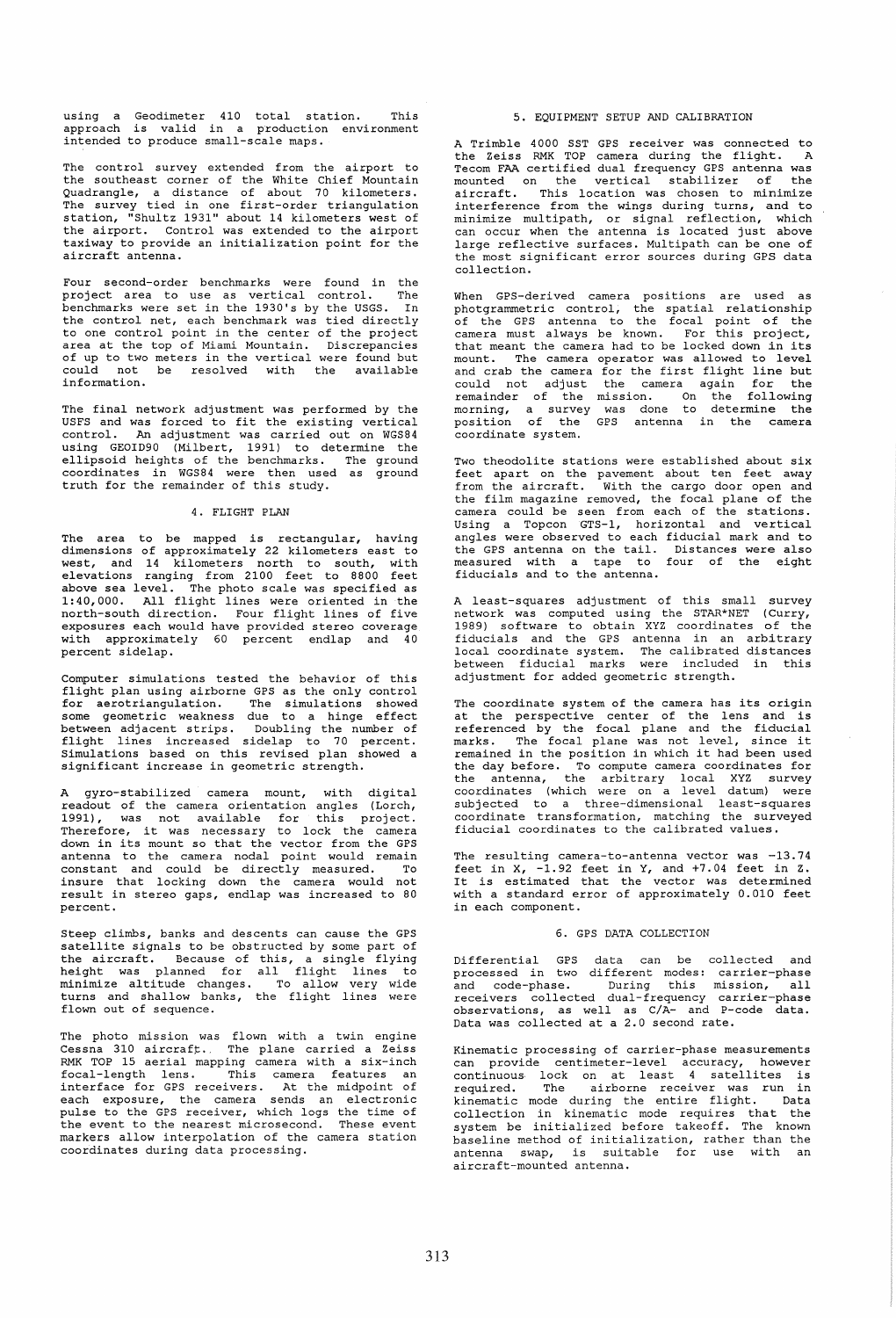using a Geodimeter 410 total station. This approach is valid in a production environment intended to produce small-scale maps.

The control survey extended from the airport to the southeast corner of the White Chief Mountain Quadrangle, a distance of about 70 kilometers. The survey tied in one first-order triangulation station, "Shultz 1931" about 14 kilometers west of the airport. Control was extended to the airport taxiway to provide an initialization point for the aircraft antenna.

Four second-order benchmarks were found in the project area to use as vertical control. The benchmarks were set in the 1930's by the USGS. In the control net, each benchmark was tied directly to one control point in the center of the project area at the top of Miami Mountain. Discrepancies of up to two meters in the vertical were found but could not be resolved with the available information.

The final network adjustment was performed by the USFS and was forced to fit the existing vertical control. An adjustment was carried out on WGS84 using GEOID90 (Milbert, 1991) to determine the ellipsoid heights of the benchmarks. The ground coordinates in WGS84 were then used as ground truth for the remainder of this study.

## 4. FLIGHT PLAN

The area to be mapped is rectangular, having dimensions of approximately 22 kilometers east to west, and 14 kilometers north to south, with elevations ranging from 2100 feet to 8800 feet above sea level. The photo scale was specified as 1:40,000. All flight lines were oriented in the north-south direction. Four flight lines of five exposures each would have provided stereo coverage with approximately 60 percent endlap and 40 percent sidelap.

Computer simulations tested the behavior of this flight plan using airborne GPS as the only control for aerotriangulation. The simulations showed some geometric weakness due to a hinge effect between adjacent strips. Doubling the number of flight lines increased sidelap to 70 percent. Simulations based on this revised plan showed a significant increase in geometric strength.

A gyro-stabilized camera mount, with digital readout of the camera orientation angles (Lorch, 1991), was not available for this project. Therefore, it was necessary to lock the camera down in its mount so that the vector from the GPS antenna to the camera nodal point would remain constant and could be directly measured. To insure that locking down the camera would not result in stereo gaps, endlap was increased to 80 percent.

Steep climbs, banks and descents can cause the GPS satellite signals to be obstructed by some part of the aircraft. Because of this, a single flying height was planned for all flight lines to minimize altitude changes. To allow very wide turns and shallow banks, the flight lines were flown out of sequence.

The photo mission was flown with a twin engine Cessna 310 aircraft. The plane carried a Zeiss RMK TOP 15 aerial mapping camera with a six-inch focal-length lens. This camera features an interface for GPS receivers. At the midpoint of each exposure, the camera sends an electronic pulse to the GPS receiver, which logs the time of the event to the nearest microsecond. These event markers allow interpolation of the camera station coordinates during data processing.

## 5. EQUIPMENT SETUP AND CALIBRATION

A Trimble 4000 SST GPS receiver was connected to the Zeiss RMK TOP camera during the flight. A Tecom FAA certified dual frequency GPS antenna was mounted on the vertical stabilizer of the aircraft. This location was chosen to minimize interference from the wings during turns, and to minimize multipath, or signal reflection, which can occur when the antenna is located just above large reflective surfaces. Multipath can be one of the most significant error sources during GPS data collection.

When GPS-derived camera positions are used as photogrammetric control, the spatial relationship of the GPS antenna to the focal point of the camera must always be known. For this project, that meant the camera had to be locked down in its mount. The camera operator was allowed to level and crab the camera for the first flight line but could not adjust the camera again for the remainder of the mission. On the following morning, a survey was done to determine the position of the GPS antenna in the camera coordinate system.

Two theodolite stations were established about six feet apart on the pavement about ten feet away from the aircraft. With the cargo door open and the film magazine removed, the focal plane of the camera could be seen from each of the stations. Using a Topcon GTS-1, horizontal and vertical angles were observed to each fiducial mark and to the GPS antenna on the tail. Distances were also measured with a tape to four of the eight fiducials and to the antenna.

A least-squares adjustment of this small survey network was computed using the STAR*NET (Curry, 1989) software to obtain XYZ coordinates of the fiducials and the GPS antenna in an arbitrary local coordinate system. The calibrated distances between fiducial marks were included in this adjustment for added geometric strength.

The coordinate system of the camera has its origin at the perspective center of the lens and is referenced by the focal plane and the fiducial marks. The focal plane was not level, since it remained in the position in which it had been used the day before. To compute camera coordinates for the antenna, the arbitrary local XYZ survey coordinates (which were on a level datum) were subjected to a three-dimensional least-squares coordinate transformation, matching the surveyed fiducial coordinates to the calibrated values.

The resulting camera-to-antenna vector was -13.74 feet in X, -1.92 feet in Y, and +7.04 feet in Z. It is estimated that the vector was determined with a standard error of approximately 0.010 feet in each component.

## 6. GPS DATA COLLECTION

Differential GPS data can be collected and processed in two different modes: carrier-phase and code-phase. During this mission, all receivers collected dual-frequency carrier-phase observations, as well as C/A- and P-code data. Data was collected at a 2.0 second rate.

Kinematic processing of carrier-phase measurements can provide centimeter-level accuracy, however continuous lock on at least 4 satellites is required. The airborne receiver was run in kinematic mode during the entire flight. Data collection in kinematic mode requires that the system be initialized before takeoff. The known baseline method of initialization, rather than the antenna swap, is suitable for use with an aircraft-mounted antenna.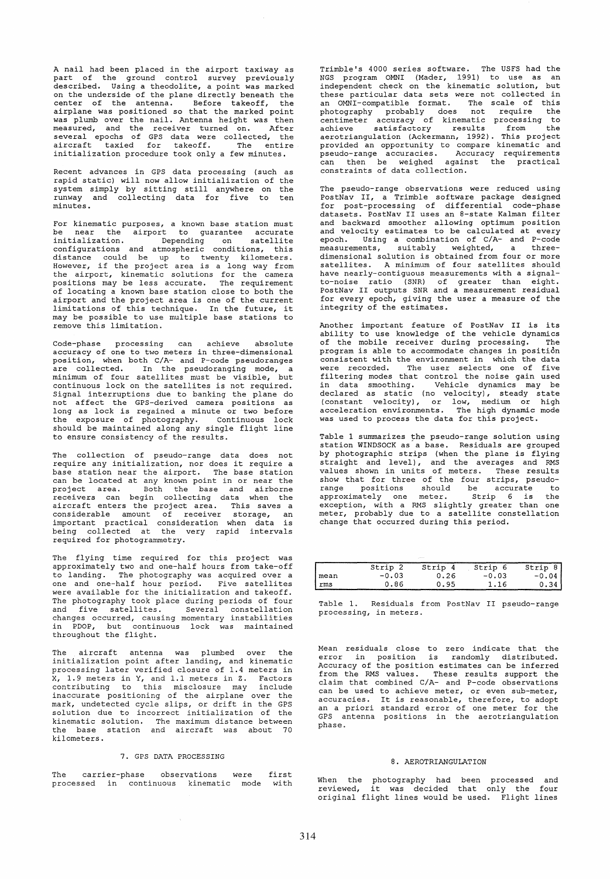A nail had been placed in the airport taxiway as part of the ground control survey previously described. Using a theodolite, a point was marked on the underside of the plane directly beneath the center of the antenna. Before takeoff, the airplane was positioned so that the marked point was plumb over the nail. Antenna height was then measured, and the receiver turned on. After several epochs of GPS data were collected, the aircraft taxied for takeoff. The entire initialization procedure took only a few minutes.

Recent advances in GPS data processing (such as rapid static) will now allow initialization of the system simply by sitting still anywhere on the runway and collecting data for five to ten minutes.

For kinematic purposes, a known base station must be near the airport to guarantee accurate initialization. Depending on satellite configurations and atmospheric conditions, this distance could be up to twenty kilometers. However, if the project area is a long way from the airport, kinematic solutions for the camera positions may be less accurate. The requirement of locating a known base station close to both the airport and the project area is one of the current limitations of this technique. In the future, it may be possible to use multiple base stations to remove this limitation.

Code-phase processing can achieve absolute accuracy of one to two meters in three-dimensional position, when both C/A- and P-code pseudoranges are collected. In the pseudoranging mode, a minimum of four satellites must be visible, but continuous lock on the satellites is not required. Signal interruptions due to banking the plane do not affect the GPS-derived camera positions as long as lock is regained a minute or two before the exposure of photography. Continuous lock should be maintained along any single flight line to ensure consistency of the results.

The collection of pseudo-range data does not require any initialization, nor does it require a base station near the airport. The base station can be located at any known point in or near the project area. Both the base and airborne receivers can begin collecting data when the aircraft enters the project area. This saves a considerable amount of receiver storage, an important practical consideration when data is being collected at the very rapid intervals required for photogrammetry.

The flying time required for this project was approximately two and one-half hours from take-off to landing. The photography was acquired over a one and one-half hour period. Five satellites were available for the initialization and takeoff. The photography took place during periods of four and five satellites. Several constellation changes occurred, causing momentary instabilities in PDOP, but continuous lock was maintained throughout the flight.

The aircraft antenna was plumbed over the initialization point after landing, and kinematic processing later verified closure of 1.4 meters in X, 1.9 meters in Y, and 1.1 meters in Z. Factors contributing to this misclosure may include inaccurate positioning of the airplane over the mark, undetected cycle slips, or drift in the GPS solution due to incorrect initialization of the kinematic solution. The maximum distance between the base station and aircraft was about 70 kilometers.

## 7. GPS DATA PROCESSING

The carrier-phase observations were first processed in continuous kinematic mode with Trimble's 4000 series software. The USFS had the NGS program OMNI (Mader, 1991) to use as an independent check on the kinematic solution, but these particular data sets were not collected in an OMNI-compatible format. The scale of this photography probably does not require the centimeter accuracy of kinematic processing to achieve satisfactory results from the aerotriangulation (Ackermann, 1992). This project provided an opportunity to compare kinematic and pseudo-range accuracies. Accuracy requirements can then be weighed against the practical constraints of data collection.

The pseudo-range observations were reduced using PostNav II, a Trimble software package designed for post-processing of differential code-phase datasets. PostNav II uses an 8-state Kalman filter and backward smoother allowing optimum position and velocity estimates to be calculated at every epoch. Using a combination of C/A- and P-code measurements, suitably weighted, a three-dimensional solution is obtained from four or more satellites. A minimum of four satellites should have nearly-contiguous measurements with a signal-to-noise ratio (SNR) of greater than eight. PostNav II outputs SNR and a measurement residual for every epoch, giving the user a measure of the integrity of the estimates.

Another important feature of PostNav II is its ability to use knowledge of the vehicle dynamics of the mobile receiver during processing. The program is able to accommodate changes in position consistent with the environment in which the data were recorded. The user selects one of five filtering modes that control the noise gain used in data smoothing. Vehicle dynamics may be declared as static (no velocity), steady state (constant velocity), or low, medium or high acceleration environments. The high dynamic mode was used to process the data for this project.

Table 1 summarizes the pseudo-range solution using station WINDSOCK as a base. Residuals are grouped by photographic strips (when the plane is flying straight and level), and the averages and RMS values shown in units of meters. These results show that for three of the four strips, pseudo-range positions should be accurate to approximately one meter. Strip 6 is the exception, with a RMS slightly greater than one meter, probably due to a satellite constellation change that occurred during this period.

| | Strip 2 | Strip 4 | Strip 6 | Strip 8 |
|---|---|---|---|---|
| mean | -0.03 | 0.26 | -0.03 | -0.04 |
| rms | 0.86 | 0.95 | 1.16 | 0.34 |

Table 1. Residuals from PostNav II pseudo-range processing, in meters.

Mean residuals close to zero indicate that the error in position is randomly distributed. Accuracy of the position estimates can be inferred from the RMS values. These results support the claim that combined C/A- and P-code observations can be used to achieve meter, or even sub-meter, accuracies. It is reasonable, therefore, to adopt an a priori standard error of one meter for the GPS antenna positions in the aerotriangulation phase.

## 8. AEROTRIANGULATION

When the photography had been processed and reviewed, it was decided that only the four original flight lines would be used. Flight lines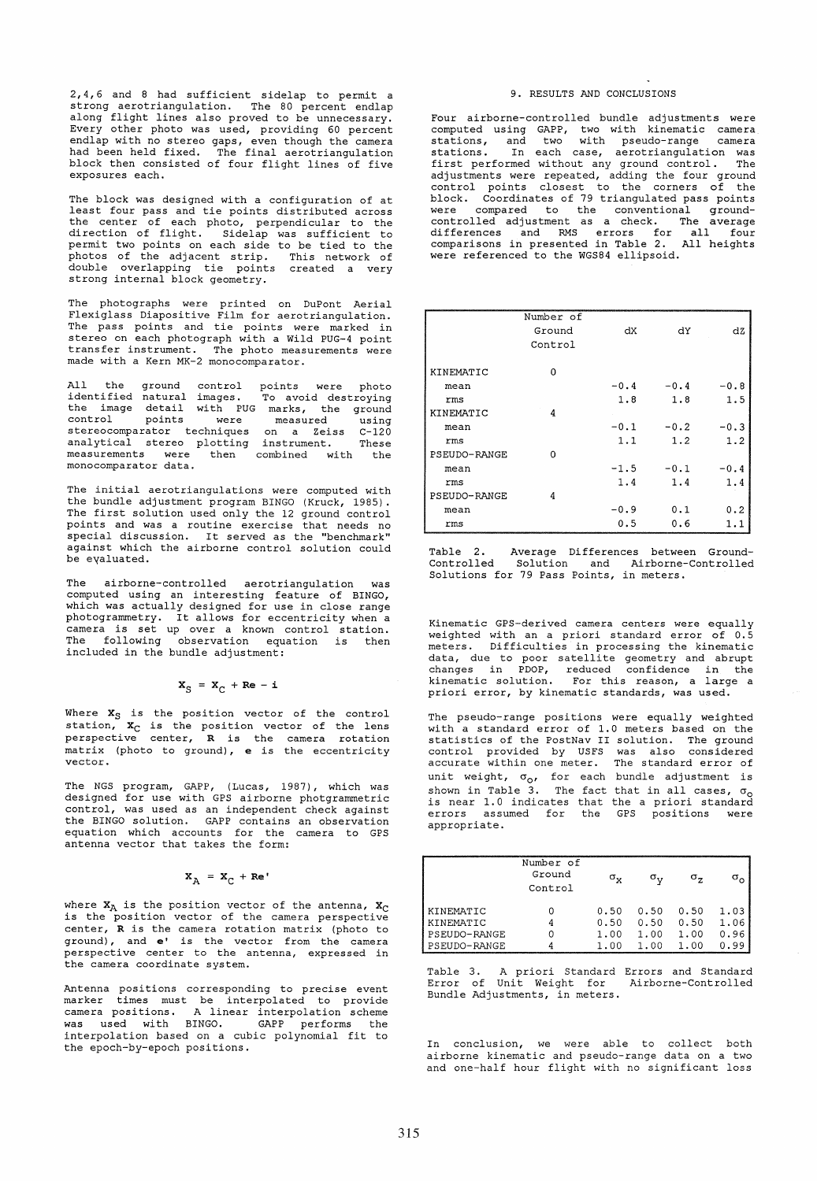2,4,6 and 8 had sufficient sidelap to permit a strong aerotriangulation. The 80 percent endlap along flight lines also proved to be unnecessary. Every other photo was used, providing 60 percent endlap with no stereo gaps, even though the camera had been held fixed. The final aerotriangulation block then consisted of four flight lines of five exposures each.

The block was designed with a configuration of at least four pass and tie points distributed across the center of each photo, perpendicular to the direction of flight. Sidelap was sufficient to permit two points on each side to be tied to the photos of the adjacent strip. This network of double overlapping tie points created a very strong internal block geometry.

The photographs were printed on DuPont Aerial Flexiglass Diapositive Film for aerotriangulation. The pass points and tie points were marked in stereo on each photograph with a Wild PUG-4 point transfer instrument. The photo measurements were made with a Kern MK-2 monocomparator.

All the ground control points were photo identified natural images. To avoid destroying the image detail with PUG marks, the ground control points were measured using stereocomparator techniques on a Zeiss C-120 analytical stereo plotting instrument. These measurements were then combined with the monocomparator data.

The initial aerotriangulations were computed with the bundle adjustment program BINGO (Kruck, 1985). The first solution used only the 12 ground control points and was a routine exercise that needs no special discussion. It served as the "benchmark" against which the airborne control solution could be evaluated.

The airborne-controlled aerotriangulation was computed using an interesting feature of BINGO, which was actually designed for use in close range photogrammetry. It allows for eccentricity when a camera is set up over a known control station. The following observation equation is then included in the bundle adjustment:

$$\mathbf{X}_S = \mathbf{X}_C + \mathbf{Re} - \mathbf{i}$$

Where $\mathbf{X}_S$ is the position vector of the control station, $\mathbf{X}_C$ is the position vector of the lens perspective center, $\mathbf{R}$ is the camera rotation matrix (photo to ground), $\mathbf{e}$ is the eccentricity vector.

The NGS program, GAPP, (Lucas, 1987), which was designed for use with GPS airborne photgrammetric control, was used as an independent check against the BINGO solution. GAPP contains an observation equation which accounts for the camera to GPS antenna vector that takes the form:

$$\mathbf{X}_A = \mathbf{X}_C + \mathbf{Re'}$$

where $\mathbf{X}_A$ is the position vector of the antenna, $\mathbf{X}_C$ is the position vector of the camera perspective center, $\mathbf{R}$ is the camera rotation matrix (photo to ground), and $\mathbf{e'}$ is the vector from the camera perspective center to the antenna, expressed in the camera coordinate system.

Antenna positions corresponding to precise event marker times must be interpolated to provide camera positions. A linear interpolation scheme was used with BINGO. GAPP performs the interpolation based on a cubic polynomial fit to the epoch-by-epoch positions.

## 9. RESULTS AND CONCLUSIONS

Four airborne-controlled bundle adjustments were computed using GAPP, two with kinematic camera stations, and two with pseudo-range camera stations. In each case, aerotriangulation was first performed without any ground control. The adjustments were repeated, adding the four ground control points closest to the corners of the block. Coordinates of 79 triangulated pass points were compared to the conventional ground-controlled adjustment as a check. The average differences and RMS errors for all four comparisons in presented in Table 2. All heights were referenced to the WGS84 ellipsoid.

| | Number of Ground Control | dX | dY | dZ |
|---|---|---|---|---|
| KINEMATIC | 0 | | | |
| mean | | -0.4 | -0.4 | -0.8 |
| rms | | 1.8 | 1.8 | 1.5 |
| KINEMATIC | 4 | | | |
| mean | | -0.1 | -0.2 | -0.3 |
| rms | | 1.1 | 1.2 | 1.2 |
| PSEUDO-RANGE | 0 | | | |
| mean | | -1.5 | -0.1 | -0.4 |
| rms | | 1.4 | 1.4 | 1.4 |
| PSEUDO-RANGE | 4 | | | |
| mean | | -0.9 | 0.1 | 0.2 |
| rms | | 0.5 | 0.6 | 1.1 |

Table 2. Average Differences between Ground-Controlled Solution and Airborne-Controlled Solutions for 79 Pass Points, in meters.

Kinematic GPS-derived camera centers were equally weighted with an a priori standard error of 0.5 meters. Difficulties in processing the kinematic data, due to poor satellite geometry and abrupt changes in PDOP, reduced confidence in the kinematic solution. For this reason, a large a priori error, by kinematic standards, was used.

The pseudo-range positions were equally weighted with a standard error of 1.0 meters based on the statistics of the PostNav II solution. The ground control provided by USFS was also considered accurate within one meter. The standard error of unit weight, $\sigma_o$, for each bundle adjustment is shown in Table 3. The fact that in all cases, $\sigma_o$ is near 1.0 indicates that the a priori standard errors assumed for the GPS positions were appropriate.

| | Number of Ground Control | $\sigma_x$ | $\sigma_y$ | $\sigma_z$ | $\sigma_o$ |
|---|---|---|---|---|---|
| KINEMATIC | 0 | 0.50 | 0.50 | 0.50 | 1.03 |
| KINEMATIC | 4 | 0.50 | 0.50 | 0.50 | 1.06 |
| PSEUDO-RANGE | 0 | 1.00 | 1.00 | 1.00 | 0.96 |
| PSEUDO-RANGE | 4 | 1.00 | 1.00 | 1.00 | 0.99 |

Table 3. A priori Standard Errors and Standard Error of Unit Weight for Airborne-Controlled Bundle Adjustments, in meters.

In conclusion, we were able to collect both airborne kinematic and pseudo-range data on a two and one-half hour flight with no significant loss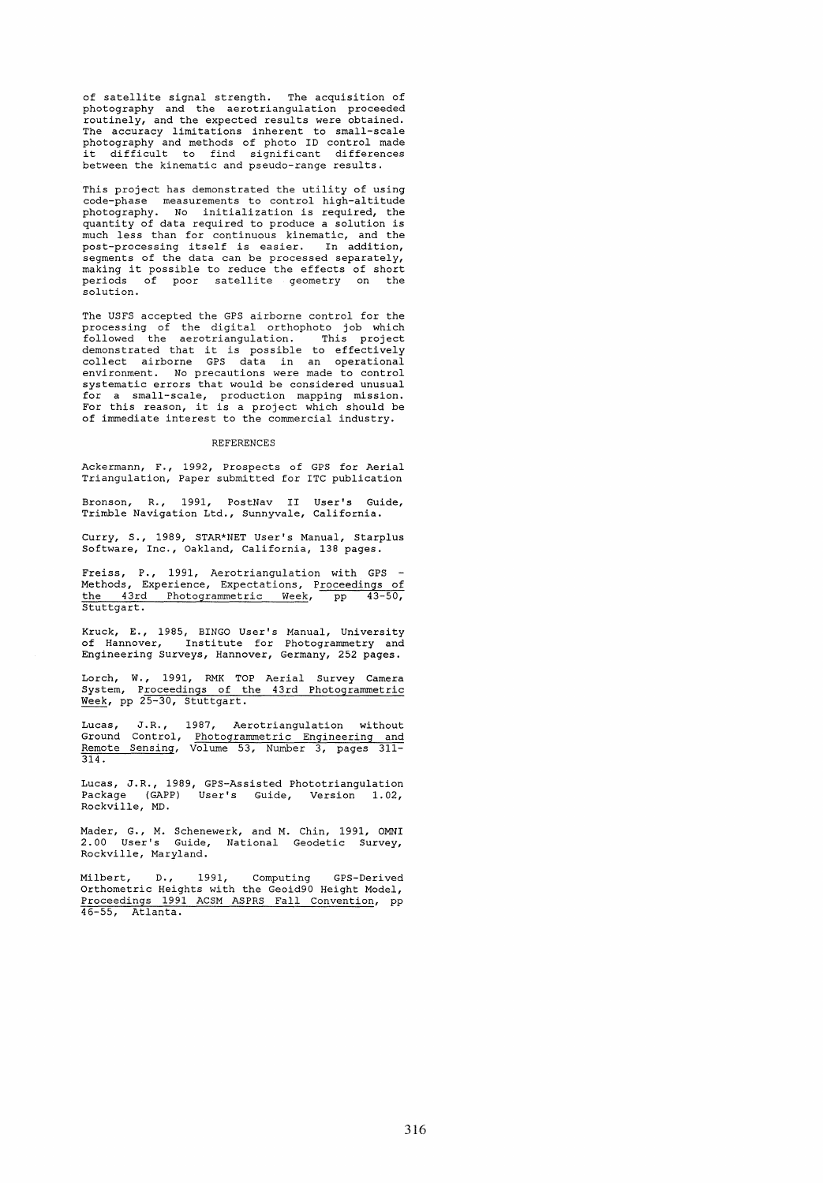of satellite signal strength. The acquisition of photography and the aerotriangulation proceeded routinely, and the expected results were obtained. The accuracy limitations inherent to small-scale photography and methods of photo ID control made it difficult to find significant differences between the kinematic and pseudo-range results.

This project has demonstrated the utility of using code-phase measurements to control high-altitude photography. No initialization is required, the quantity of data required to produce a solution is much less than for continuous kinematic, and the post-processing itself is easier. In addition, segments of the data can be processed separately, making it possible to reduce the effects of short periods of poor satellite geometry on the solution.

The USFS accepted the GPS airborne control for the processing of the digital orthophoto job which followed the aerotriangulation. This project demonstrated that it is possible to effectively collect airborne GPS data in an operational environment. No precautions were made to control systematic errors that would be considered unusual for a small-scale, production mapping mission. For this reason, it is a project which should be of immediate interest to the commercial industry.

## REFERENCES

Ackermann, F., 1992, Prospects of GPS for Aerial Triangulation, Paper submitted for ITC publication

Bronson, R., 1991, PostNav II User's Guide, Trimble Navigation Ltd., Sunnyvale, California.

Curry, S., 1989, STAR*NET User's Manual, Starplus Software, Inc., Oakland, California, 138 pages.

Freiss, P., 1991, Aerotriangulation with GPS - Methods, Experience, Expectations, Proceedings of the 43rd Photogrammetric Week, pp 43-50, Stuttgart.

Kruck, E., 1985, BINGO User's Manual, University of Hannover, Institute for Photogrammetry and Engineering Surveys, Hannover, Germany, 252 pages.

Lorch, W., 1991, RMK TOP Aerial Survey Camera System, Proceedings of the 43rd Photogrammetric Week, pp 25-30, Stuttgart.

Lucas, J.R., 1987, Aerotriangulation without Ground Control, Photogrammetric Engineering and Remote Sensing, Volume 53, Number 3, pages 311-314.

Lucas, J.R., 1989, GPS-Assisted Phototriangulation Package (GAPP) User's Guide, Version 1.02, Rockville, MD.

Mader, G., M. Schenewerk, and M. Chin, 1991, OMNI 2.00 User's Guide, National Geodetic Survey, Rockville, Maryland.

Milbert, D., 1991, Computing GPS-Derived Orthometric Heights with the Geoid90 Height Model, Proceedings 1991 ACSM ASPRS Fall Convention, pp 46-55, Atlanta.